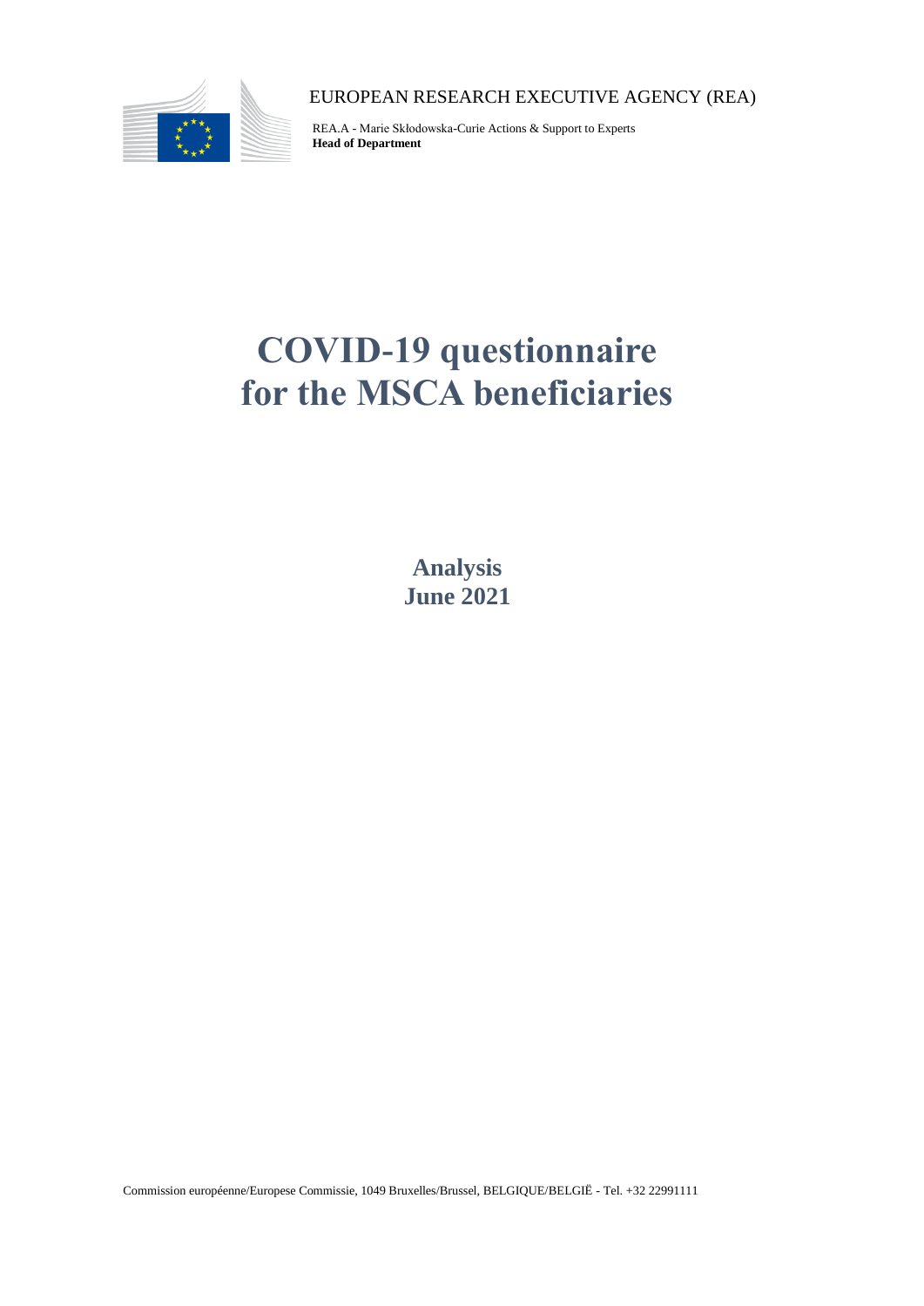EUROPEAN RESEARCH EXECUTIVE AGENCY (REA)

REA.A - Marie Skłodowska-Curie Actions & Support to Experts
**Head of Department**

# COVID-19 questionnaire for the MSCA beneficiaries

**Analysis**
**June 2021**

Commission européenne/Europese Commissie, 1049 Bruxelles/Brussel, BELGIQUE/BELGIË - Tel. +32 22991111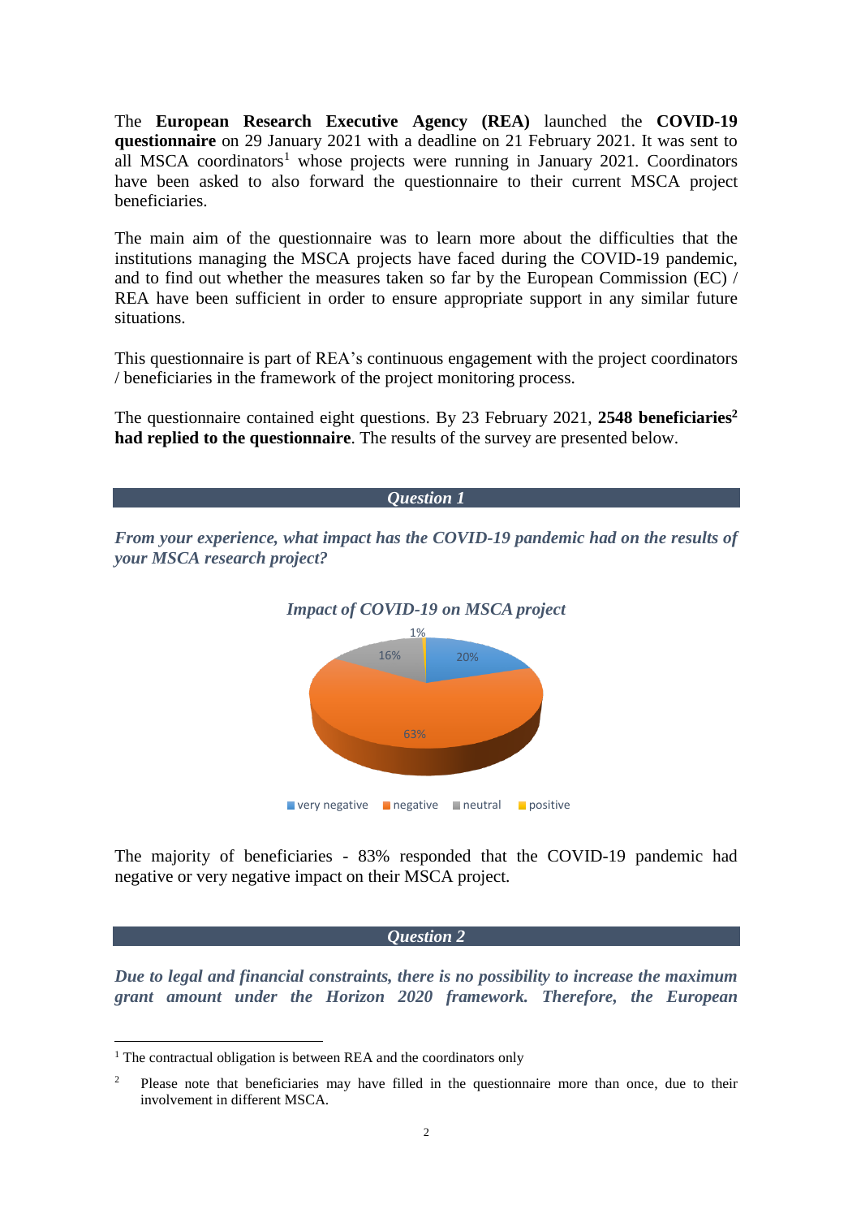The **European Research Executive Agency (REA)** launched the **COVID-19 questionnaire** on 29 January 2021 with a deadline on 21 February 2021. It was sent to all MSCA coordinators[1] whose projects were running in January 2021. Coordinators have been asked to also forward the questionnaire to their current MSCA project beneficiaries.

The main aim of the questionnaire was to learn more about the difficulties that the institutions managing the MSCA projects have faced during the COVID-19 pandemic, and to find out whether the measures taken so far by the European Commission (EC) / REA have been sufficient in order to ensure appropriate support in any similar future situations.

This questionnaire is part of REA's continuous engagement with the project coordinators / beneficiaries in the framework of the project monitoring process.

The questionnaire contained eight questions. By 23 February 2021, **2548 beneficiaries[2] had replied to the questionnaire**. The results of the survey are presented below.

## *Question 1*

***From your experience, what impact has the COVID-19 pandemic had on the results of your MSCA research project?***

*Impact of COVID-19 on MSCA project*

| Impact | Share |
|---|---|
| very negative | 20% |
| negative | 63% |
| neutral | 16% |
| positive | 1% |

The majority of beneficiaries - 83% responded that the COVID-19 pandemic had negative or very negative impact on their MSCA project.

## *Question 2*

***Due to legal and financial constraints, there is no possibility to increase the maximum grant amount under the Horizon 2020 framework. Therefore, the European***

---

[1] The contractual obligation is between REA and the coordinators only

[2] Please note that beneficiaries may have filled in the questionnaire more than once, due to their involvement in different MSCA.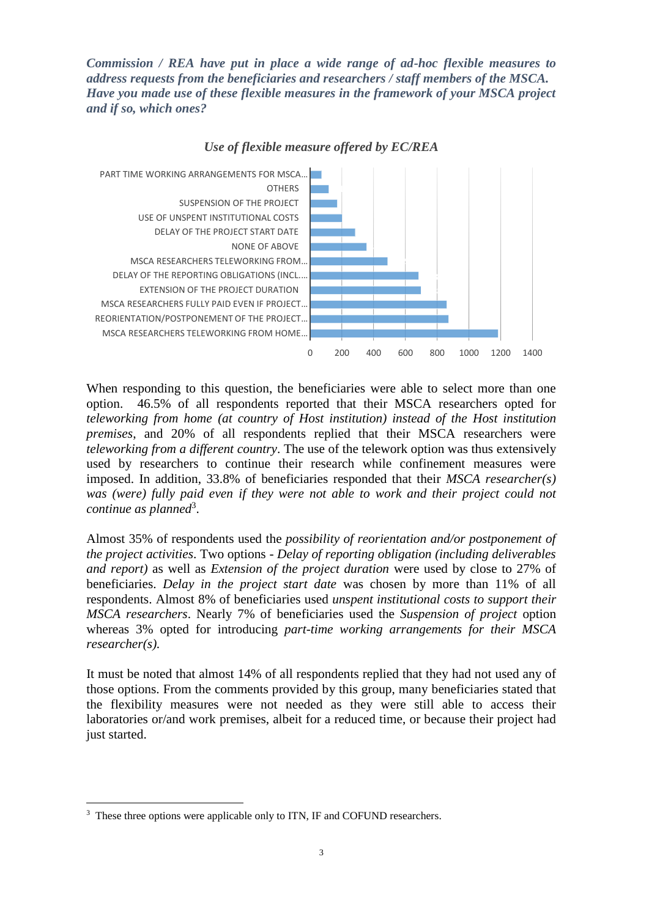***Commission / REA have put in place a wide range of ad-hoc flexible measures to address requests from the beneficiaries and researchers / staff members of the MSCA. Have you made use of these flexible measures in the framework of your MSCA project and if so, which ones?***

*Use of flexible measure offered by EC/REA*

| Measure | Approximate count |
|---|---|
| PART TIME WORKING ARRANGEMENTS FOR MSCA... | ~70 |
| OTHERS | ~115 |
| SUSPENSION OF THE PROJECT | ~170 |
| USE OF UNSPENT INSTITUTIONAL COSTS | ~200 |
| DELAY OF THE PROJECT START DATE | ~280 |
| NONE OF ABOVE | ~355 |
| MSCA RESEARCHERS TELEWORKING FROM... | ~485 |
| DELAY OF THE REPORTING OBLIGATIONS (INCL.... | ~680 |
| EXTENSION OF THE PROJECT DURATION | ~695 |
| MSCA RESEARCHERS FULLY PAID EVEN IF PROJECT... | ~855 |
| REORIENTATION/POSTPONEMENT OF THE PROJECT... | ~870 |
| MSCA RESEARCHERS TELEWORKING FROM HOME... | ~1180 |

When responding to this question, the beneficiaries were able to select more than one option. 46.5% of all respondents reported that their MSCA researchers opted for *teleworking from home (at country of Host institution) instead of the Host institution premises*, and 20% of all respondents replied that their MSCA researchers were *teleworking from a different country*. The use of the telework option was thus extensively used by researchers to continue their research while confinement measures were imposed. In addition, 33.8% of beneficiaries responded that their *MSCA researcher(s) was (were) fully paid even if they were not able to work and their project could not continue as planned*[3].

Almost 35% of respondents used the *possibility of reorientation and/or postponement of the project activities*. Two options - *Delay of reporting obligation (including deliverables and report)* as well as *Extension of the project duration* were used by close to 27% of beneficiaries. *Delay in the project start date* was chosen by more than 11% of all respondents. Almost 8% of beneficiaries used *unspent institutional costs to support their MSCA researchers*. Nearly 7% of beneficiaries used the *Suspension of project* option whereas 3% opted for introducing *part-time working arrangements for their MSCA researcher(s).*

It must be noted that almost 14% of all respondents replied that they had not used any of those options. From the comments provided by this group, many beneficiaries stated that the flexibility measures were not needed as they were still able to access their laboratories or/and work premises, albeit for a reduced time, or because their project had just started.

---

[3] These three options were applicable only to ITN, IF and COFUND researchers.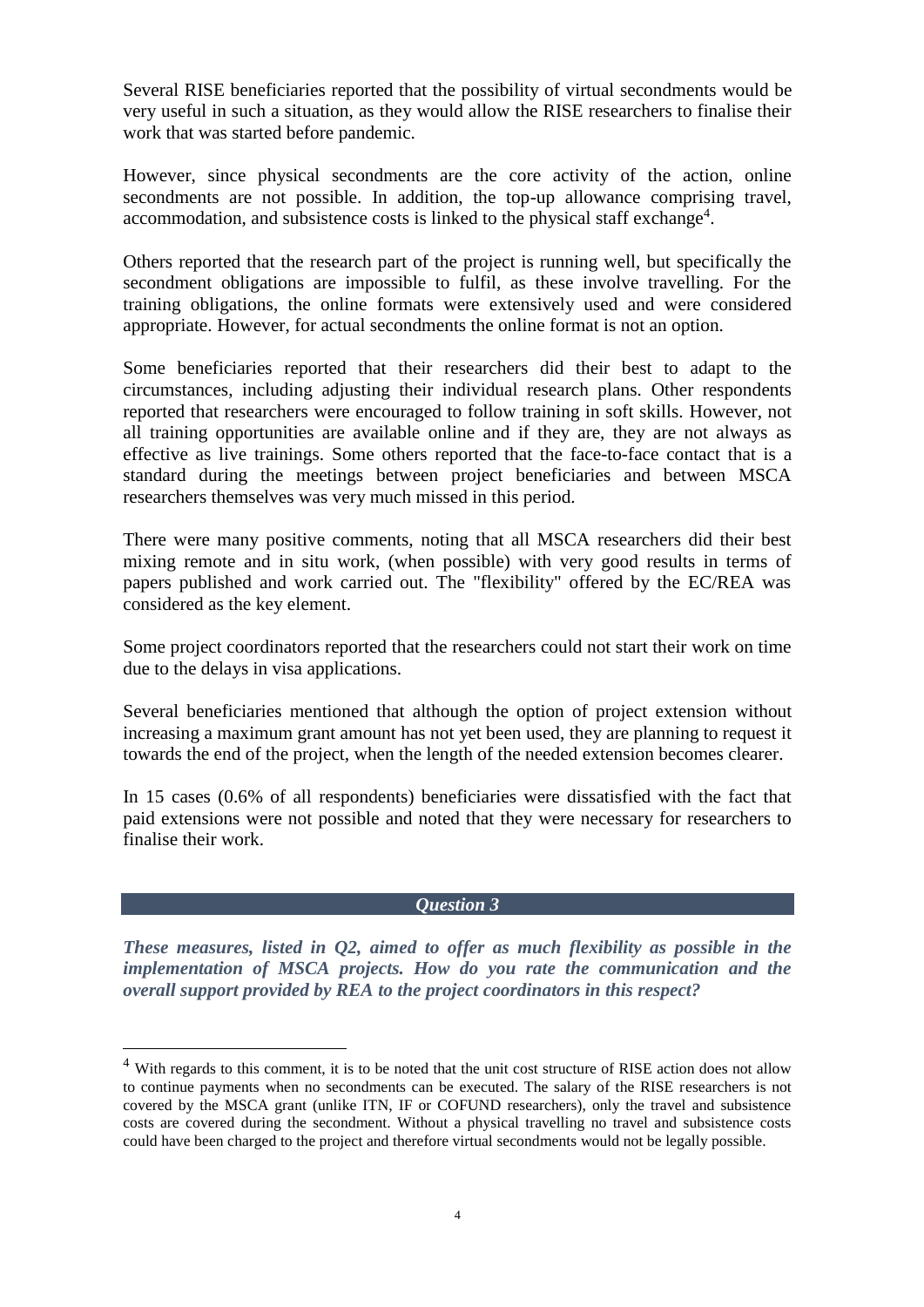Several RISE beneficiaries reported that the possibility of virtual secondments would be very useful in such a situation, as they would allow the RISE researchers to finalise their work that was started before pandemic.

However, since physical secondments are the core activity of the action, online secondments are not possible. In addition, the top-up allowance comprising travel, accommodation, and subsistence costs is linked to the physical staff exchange[4].

Others reported that the research part of the project is running well, but specifically the secondment obligations are impossible to fulfil, as these involve travelling. For the training obligations, the online formats were extensively used and were considered appropriate. However, for actual secondments the online format is not an option.

Some beneficiaries reported that their researchers did their best to adapt to the circumstances, including adjusting their individual research plans. Other respondents reported that researchers were encouraged to follow training in soft skills. However, not all training opportunities are available online and if they are, they are not always as effective as live trainings. Some others reported that the face-to-face contact that is a standard during the meetings between project beneficiaries and between MSCA researchers themselves was very much missed in this period.

There were many positive comments, noting that all MSCA researchers did their best mixing remote and in situ work, (when possible) with very good results in terms of papers published and work carried out. The "flexibility" offered by the EC/REA was considered as the key element.

Some project coordinators reported that the researchers could not start their work on time due to the delays in visa applications.

Several beneficiaries mentioned that although the option of project extension without increasing a maximum grant amount has not yet been used, they are planning to request it towards the end of the project, when the length of the needed extension becomes clearer.

In 15 cases (0.6% of all respondents) beneficiaries were dissatisfied with the fact that paid extensions were not possible and noted that they were necessary for researchers to finalise their work.

### *Question 3*

***These measures, listed in Q2, aimed to offer as much flexibility as possible in the implementation of MSCA projects. How do you rate the communication and the overall support provided by REA to the project coordinators in this respect?***

[4] With regards to this comment, it is to be noted that the unit cost structure of RISE action does not allow to continue payments when no secondments can be executed. The salary of the RISE researchers is not covered by the MSCA grant (unlike ITN, IF or COFUND researchers), only the travel and subsistence costs are covered during the secondment. Without a physical travelling no travel and subsistence costs could have been charged to the project and therefore virtual secondments would not be legally possible.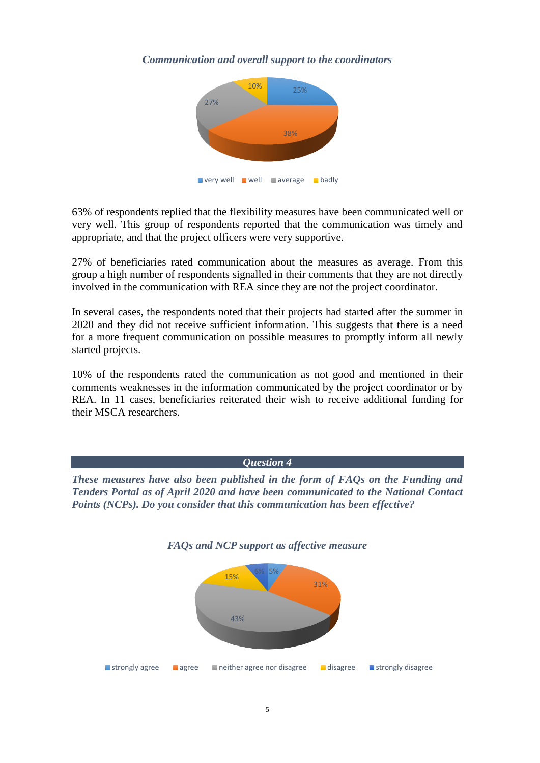*Communication and overall support to the coordinators*

| very well | well | average | badly |
|---|---|---|---|
| 25% | 38% | 27% | 10% |

63% of respondents replied that the flexibility measures have been communicated well or very well. This group of respondents reported that the communication was timely and appropriate, and that the project officers were very supportive.

27% of beneficiaries rated communication about the measures as average. From this group a high number of respondents signalled in their comments that they are not directly involved in the communication with REA since they are not the project coordinator.

In several cases, the respondents noted that their projects had started after the summer in 2020 and they did not receive sufficient information. This suggests that there is a need for a more frequent communication on possible measures to promptly inform all newly started projects.

10% of the respondents rated the communication as not good and mentioned in their comments weaknesses in the information communicated by the project coordinator or by REA. In 11 cases, beneficiaries reiterated their wish to receive additional funding for their MSCA researchers.

## *Question 4*

***These measures have also been published in the form of FAQs on the Funding and Tenders Portal as of April 2020 and have been communicated to the National Contact Points (NCPs). Do you consider that this communication has been effective?***

*FAQs and NCP support as affective measure*

| strongly agree | agree | neither agree nor disagree | disagree | strongly disagree |
|---|---|---|---|---|
| 5% | 31% | 43% | 15% | 6% |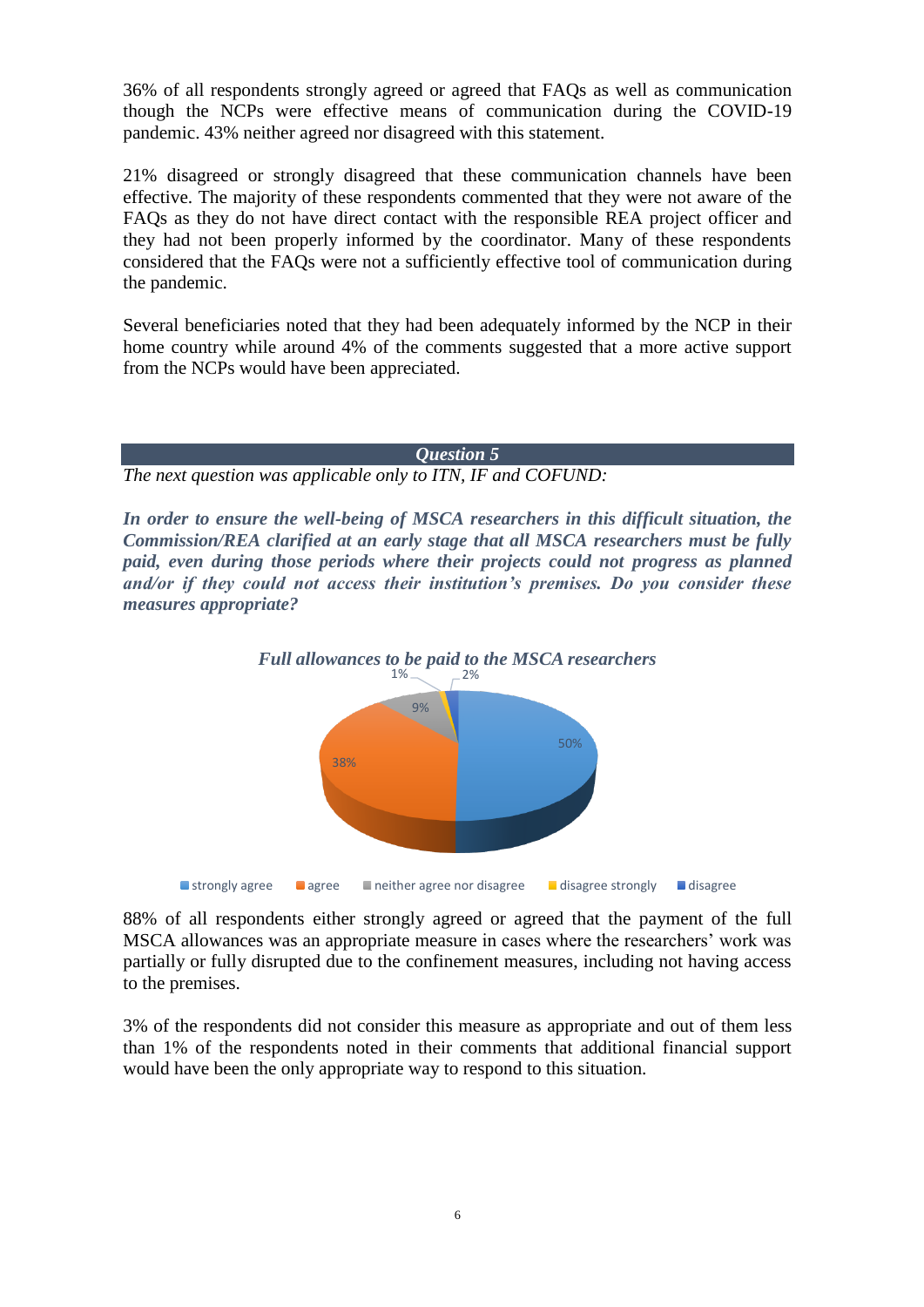36% of all respondents strongly agreed or agreed that FAQs as well as communication though the NCPs were effective means of communication during the COVID-19 pandemic. 43% neither agreed nor disagreed with this statement.

21% disagreed or strongly disagreed that these communication channels have been effective. The majority of these respondents commented that they were not aware of the FAQs as they do not have direct contact with the responsible REA project officer and they had not been properly informed by the coordinator. Many of these respondents considered that the FAQs were not a sufficiently effective tool of communication during the pandemic.

Several beneficiaries noted that they had been adequately informed by the NCP in their home country while around 4% of the comments suggested that a more active support from the NCPs would have been appreciated.

## *Question 5*

*The next question was applicable only to ITN, IF and COFUND:*

***In order to ensure the well-being of MSCA researchers in this difficult situation, the Commission/REA clarified at an early stage that all MSCA researchers must be fully paid, even during those periods where their projects could not progress as planned and/or if they could not access their institution's premises. Do you consider these measures appropriate?***

***Full allowances to be paid to the MSCA researchers***

| Response | Share |
|---|---|
| strongly agree | 50% |
| agree | 38% |
| neither agree nor disagree | 9% |
| disagree strongly | 1% |
| disagree | 2% |

88% of all respondents either strongly agreed or agreed that the payment of the full MSCA allowances was an appropriate measure in cases where the researchers' work was partially or fully disrupted due to the confinement measures, including not having access to the premises.

3% of the respondents did not consider this measure as appropriate and out of them less than 1% of the respondents noted in their comments that additional financial support would have been the only appropriate way to respond to this situation.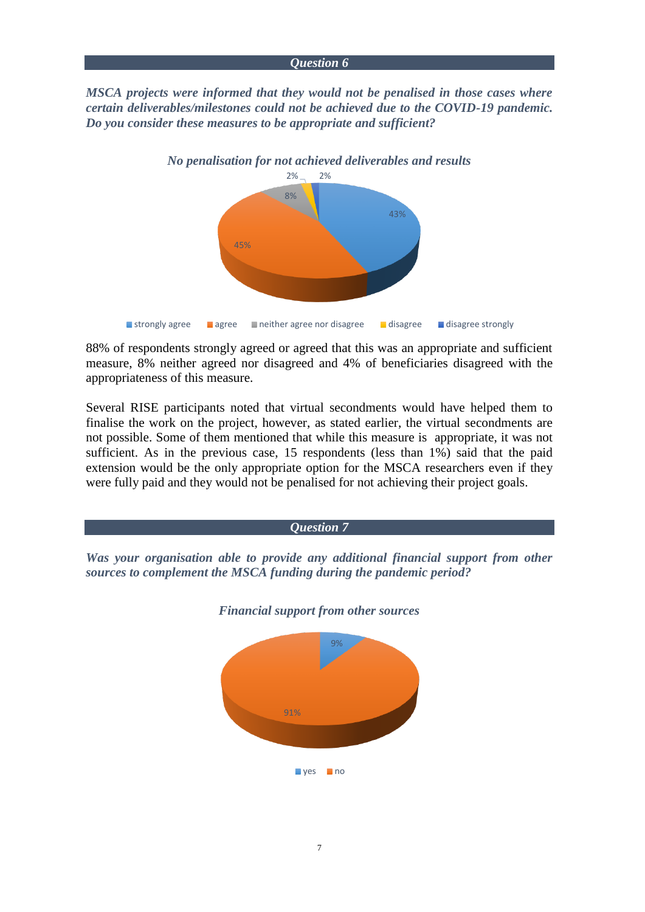## *Question 6*

***MSCA projects were informed that they would not be penalised in those cases where certain deliverables/milestones could not be achieved due to the COVID-19 pandemic. Do you consider these measures to be appropriate and sufficient?***

*No penalisation for not achieved deliverables and results*

| Response | Share |
|---|---|
| strongly agree | 43% |
| agree | 45% |
| neither agree nor disagree | 8% |
| disagree | 2% |
| disagree strongly | 2% |

88% of respondents strongly agreed or agreed that this was an appropriate and sufficient measure, 8% neither agreed nor disagreed and 4% of beneficiaries disagreed with the appropriateness of this measure.

Several RISE participants noted that virtual secondments would have helped them to finalise the work on the project, however, as stated earlier, the virtual secondments are not possible. Some of them mentioned that while this measure is appropriate, it was not sufficient. As in the previous case, 15 respondents (less than 1%) said that the paid extension would be the only appropriate option for the MSCA researchers even if they were fully paid and they would not be penalised for not achieving their project goals.

## *Question 7*

***Was your organisation able to provide any additional financial support from other sources to complement the MSCA funding during the pandemic period?***

*Financial support from other sources*

| Response | Share |
|---|---|
| yes | 9% |
| no | 91% |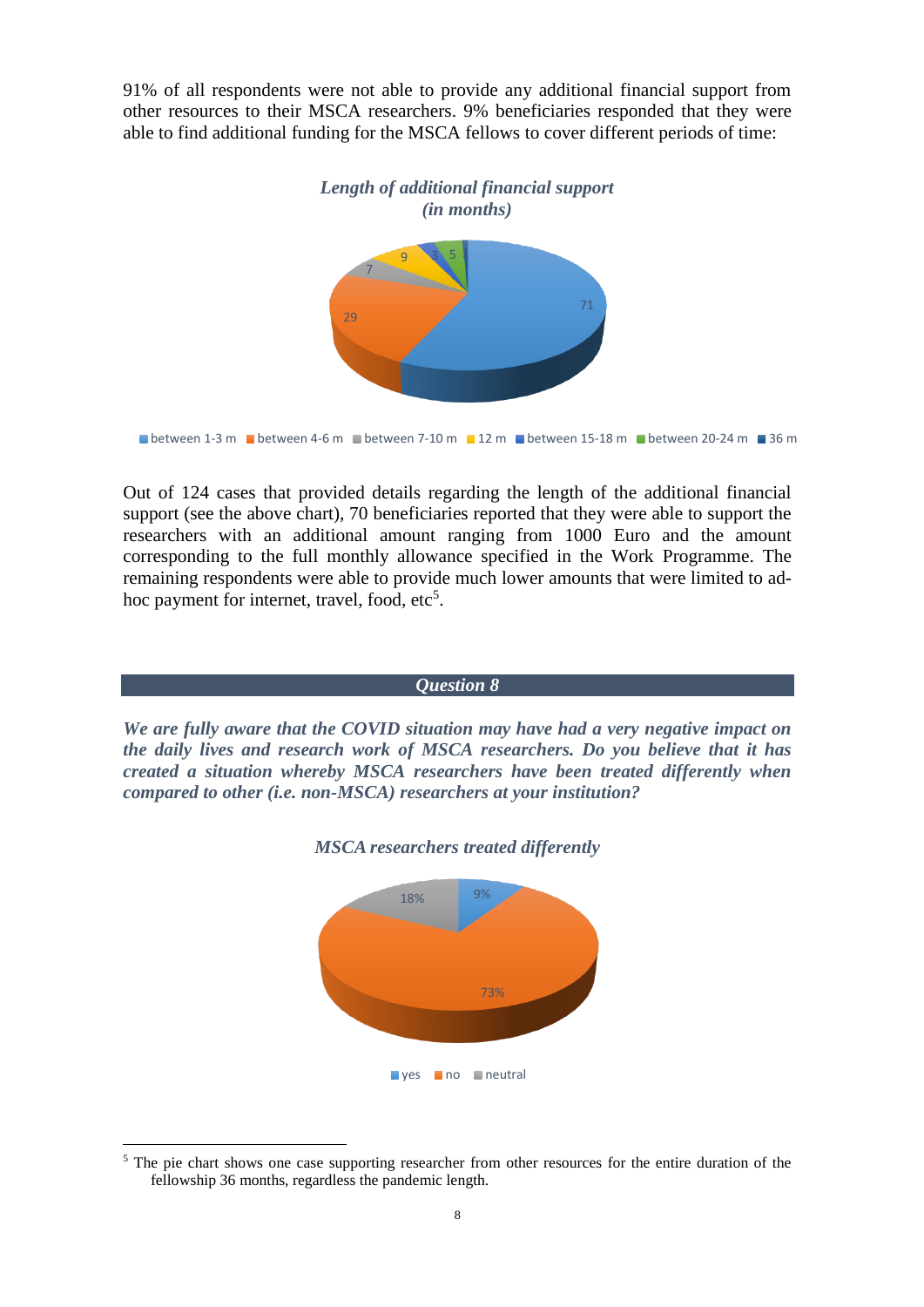91% of all respondents were not able to provide any additional financial support from other resources to their MSCA researchers. 9% beneficiaries responded that they were able to find additional funding for the MSCA fellows to cover different periods of time:

*Length of additional financial support (in months)*

| Length | Count |
|---|---|
| between 1-3 m | 71 |
| between 4-6 m | 29 |
| between 7-10 m | 7 |
| 12 m | 9 |
| between 15-18 m | 3 |
| between 20-24 m | 5 |
| 36 m | 1 |

Out of 124 cases that provided details regarding the length of the additional financial support (see the above chart), 70 beneficiaries reported that they were able to support the researchers with an additional amount ranging from 1000 Euro and the amount corresponding to the full monthly allowance specified in the Work Programme. The remaining respondents were able to provide much lower amounts that were limited to ad-hoc payment for internet, travel, food, etc[5].

## *Question 8*

***We are fully aware that the COVID situation may have had a very negative impact on the daily lives and research work of MSCA researchers. Do you believe that it has created a situation whereby MSCA researchers have been treated differently when compared to other (i.e. non-MSCA) researchers at your institution?***

*MSCA researchers treated differently*

| Response | Share |
|---|---|
| yes | 9% |
| no | 73% |
| neutral | 18% |

---

[5] The pie chart shows one case supporting researcher from other resources for the entire duration of the fellowship 36 months, regardless the pandemic length.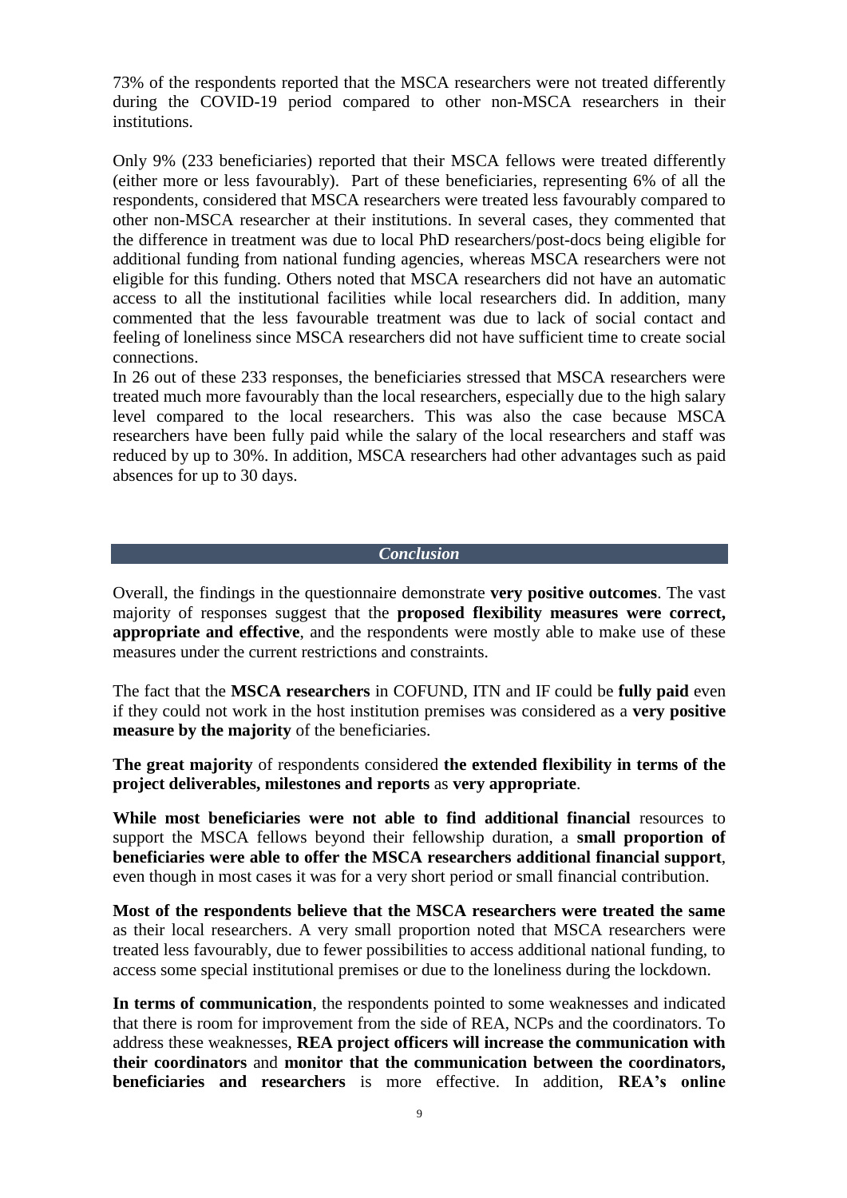73% of the respondents reported that the MSCA researchers were not treated differently during the COVID-19 period compared to other non-MSCA researchers in their institutions.

Only 9% (233 beneficiaries) reported that their MSCA fellows were treated differently (either more or less favourably). Part of these beneficiaries, representing 6% of all the respondents, considered that MSCA researchers were treated less favourably compared to other non-MSCA researcher at their institutions. In several cases, they commented that the difference in treatment was due to local PhD researchers/post-docs being eligible for additional funding from national funding agencies, whereas MSCA researchers were not eligible for this funding. Others noted that MSCA researchers did not have an automatic access to all the institutional facilities while local researchers did. In addition, many commented that the less favourable treatment was due to lack of social contact and feeling of loneliness since MSCA researchers did not have sufficient time to create social connections.

In 26 out of these 233 responses, the beneficiaries stressed that MSCA researchers were treated much more favourably than the local researchers, especially due to the high salary level compared to the local researchers. This was also the case because MSCA researchers have been fully paid while the salary of the local researchers and staff was reduced by up to 30%. In addition, MSCA researchers had other advantages such as paid absences for up to 30 days.

## *Conclusion*

Overall, the findings in the questionnaire demonstrate **very positive outcomes**. The vast majority of responses suggest that the **proposed flexibility measures were correct, appropriate and effective**, and the respondents were mostly able to make use of these measures under the current restrictions and constraints.

The fact that the **MSCA researchers** in COFUND, ITN and IF could be **fully paid** even if they could not work in the host institution premises was considered as a **very positive measure by the majority** of the beneficiaries.

**The great majority** of respondents considered **the extended flexibility in terms of the project deliverables, milestones and reports** as **very appropriate**.

**While most beneficiaries were not able to find additional financial** resources to support the MSCA fellows beyond their fellowship duration, a **small proportion of beneficiaries were able to offer the MSCA researchers additional financial support**, even though in most cases it was for a very short period or small financial contribution.

**Most of the respondents believe that the MSCA researchers were treated the same** as their local researchers. A very small proportion noted that MSCA researchers were treated less favourably, due to fewer possibilities to access additional national funding, to access some special institutional premises or due to the loneliness during the lockdown.

**In terms of communication**, the respondents pointed to some weaknesses and indicated that there is room for improvement from the side of REA, NCPs and the coordinators. To address these weaknesses, **REA project officers will increase the communication with their coordinators** and **monitor that the communication between the coordinators, beneficiaries and researchers** is more effective. In addition, **REA's online**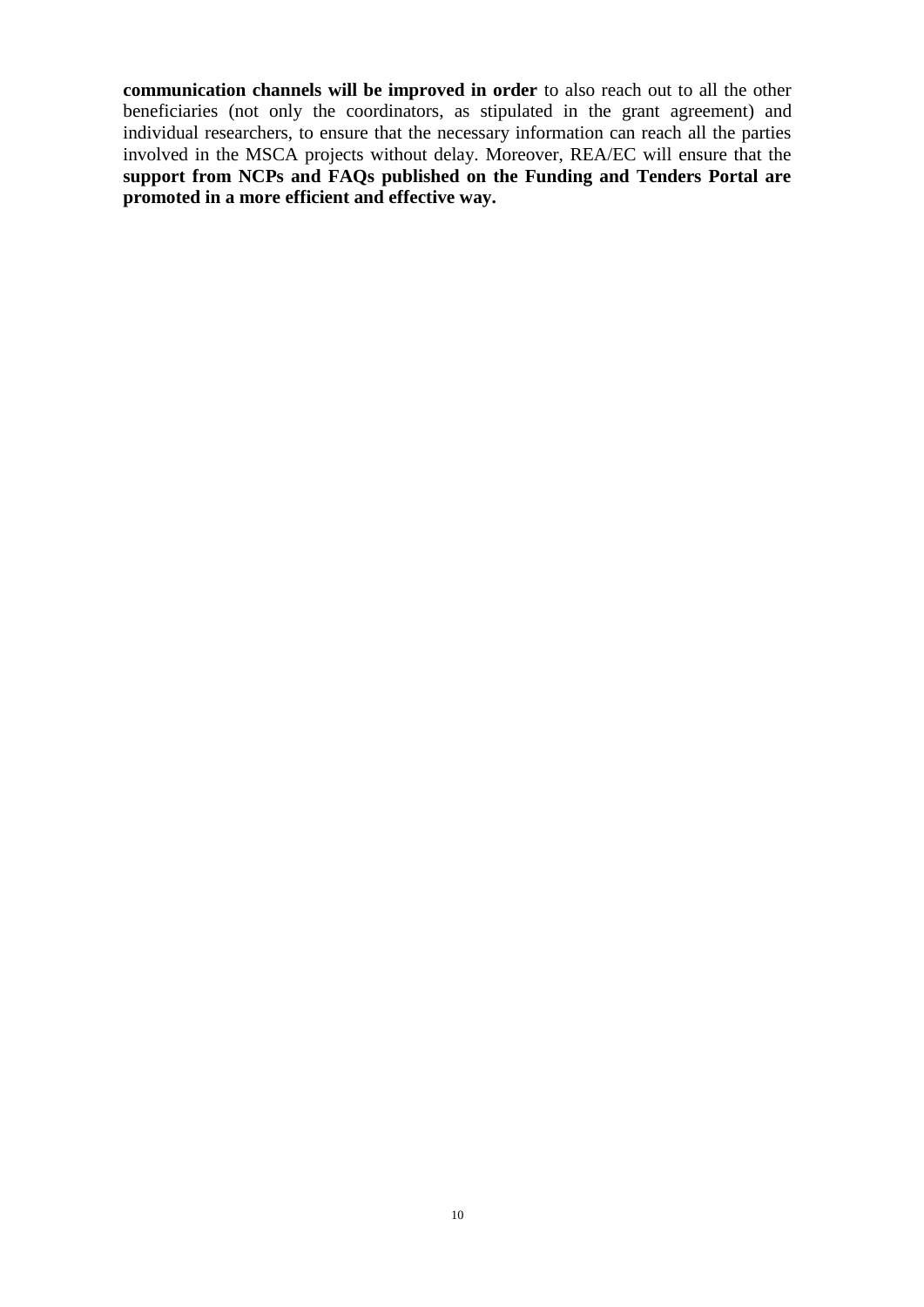**communication channels will be improved in order** to also reach out to all the other beneficiaries (not only the coordinators, as stipulated in the grant agreement) and individual researchers, to ensure that the necessary information can reach all the parties involved in the MSCA projects without delay. Moreover, REA/EC will ensure that the **support from NCPs and FAQs published on the Funding and Tenders Portal are promoted in a more efficient and effective way.**